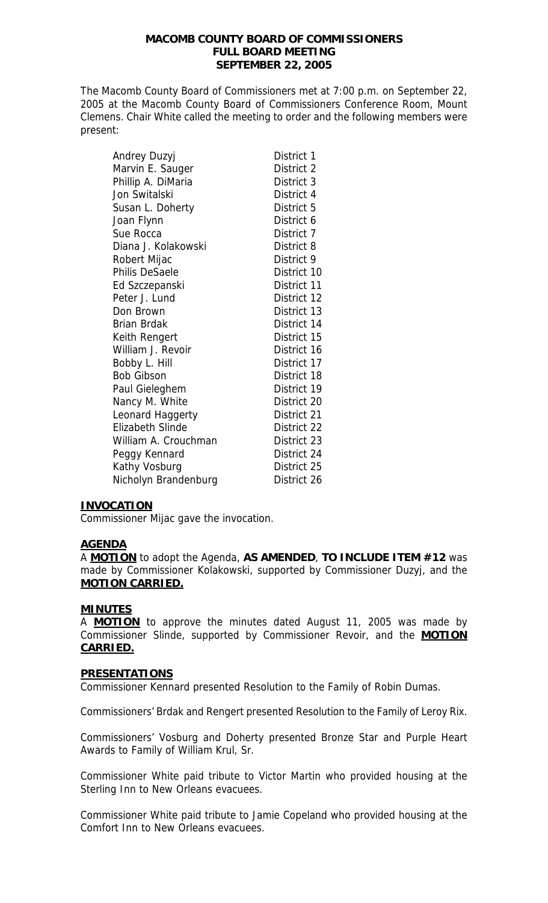**MACOMB COUNTY BOARD OF COMMISSIONERS**
**FULL BOARD MEETING**
**SEPTEMBER 22, 2005**

The Macomb County Board of Commissioners met at 7:00 p.m. on September 22, 2005 at the Macomb County Board of Commissioners Conference Room, Mount Clemens. Chair White called the meeting to order and the following members were present:

| | |
|---|---|
| Andrey Duzyj | District 1 |
| Marvin E. Sauger | District 2 |
| Phillip A. DiMaria | District 3 |
| Jon Switalski | District 4 |
| Susan L. Doherty | District 5 |
| Joan Flynn | District 6 |
| Sue Rocca | District 7 |
| Diana J. Kolakowski | District 8 |
| Robert Mijac | District 9 |
| Philis DeSaele | District 10 |
| Ed Szczepanski | District 11 |
| Peter J. Lund | District 12 |
| Don Brown | District 13 |
| Brian Brdak | District 14 |
| Keith Rengert | District 15 |
| William J. Revoir | District 16 |
| Bobby L. Hill | District 17 |
| Bob Gibson | District 18 |
| Paul Gieleghem | District 19 |
| Nancy M. White | District 20 |
| Leonard Haggerty | District 21 |
| Elizabeth Slinde | District 22 |
| William A. Crouchman | District 23 |
| Peggy Kennard | District 24 |
| Kathy Vosburg | District 25 |
| Nicholyn Brandenburg | District 26 |

**INVOCATION**

Commissioner Mijac gave the invocation.

**AGENDA**

A **MOTION** to adopt the Agenda, **AS AMENDED**, **TO INCLUDE ITEM #12** was made by Commissioner Kolakowski, supported by Commissioner Duzyj, and the **MOTION CARRIED.**

**MINUTES**

A **MOTION** to approve the minutes dated August 11, 2005 was made by Commissioner Slinde, supported by Commissioner Revoir, and the **MOTION CARRIED.**

**PRESENTATIONS**

Commissioner Kennard presented Resolution to the Family of Robin Dumas.

Commissioners' Brdak and Rengert presented Resolution to the Family of Leroy Rix.

Commissioners' Vosburg and Doherty presented Bronze Star and Purple Heart Awards to Family of William Krul, Sr.

Commissioner White paid tribute to Victor Martin who provided housing at the Sterling Inn to New Orleans evacuees.

Commissioner White paid tribute to Jamie Copeland who provided housing at the Comfort Inn to New Orleans evacuees.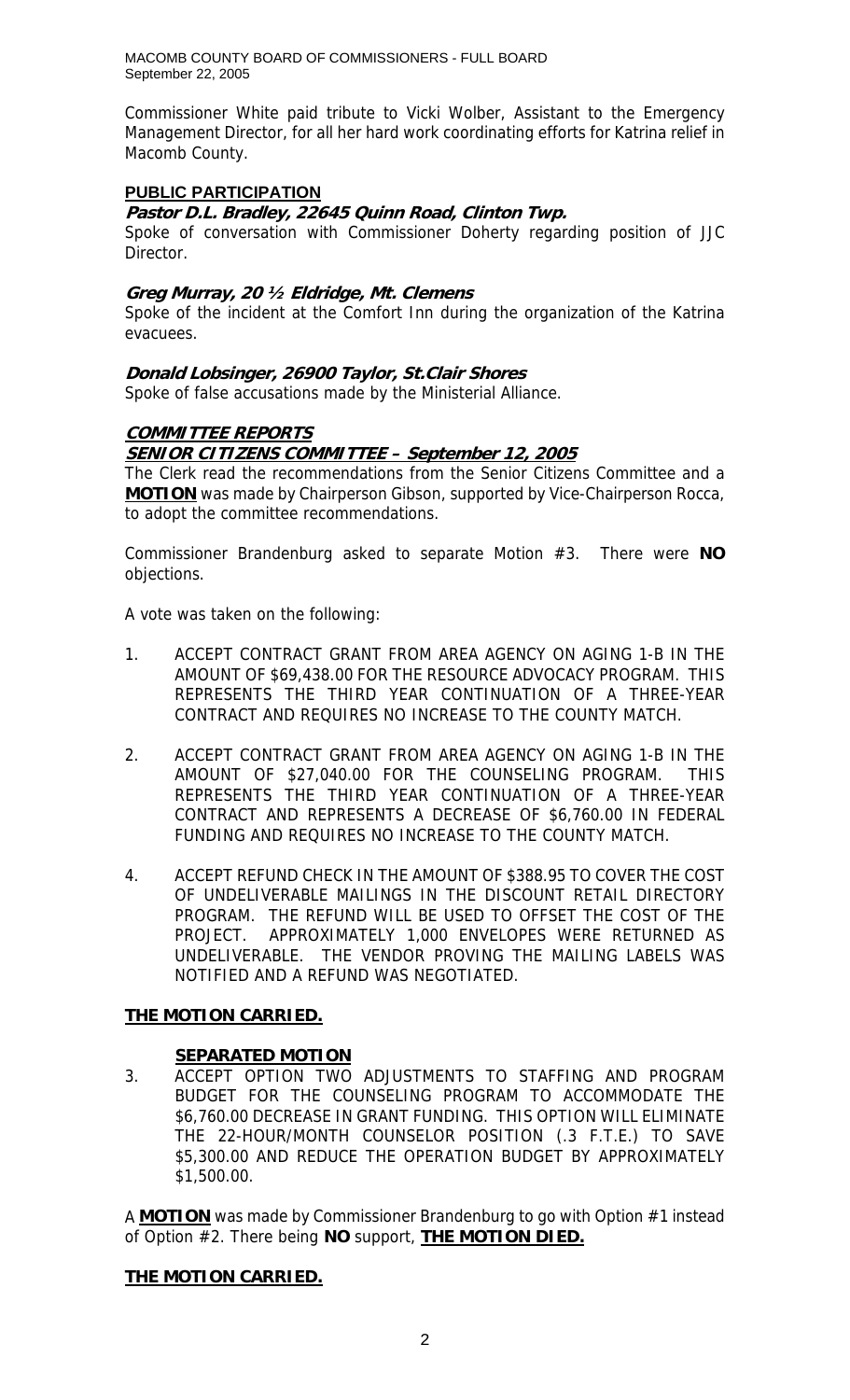Commissioner White paid tribute to Vicki Wolber, Assistant to the Emergency Management Director, for all her hard work coordinating efforts for Katrina relief in Macomb County.

## PUBLIC PARTICIPATION

***Pastor D.L. Bradley, 22645 Quinn Road, Clinton Twp.***

Spoke of conversation with Commissioner Doherty regarding position of JJC Director.

***Greg Murray, 20 ½ Eldridge, Mt. Clemens***

Spoke of the incident at the Comfort Inn during the organization of the Katrina evacuees.

***Donald Lobsinger, 26900 Taylor, St.Clair Shores***

Spoke of false accusations made by the Ministerial Alliance.

## *COMMITTEE REPORTS*

### *SENIOR CITIZENS COMMITTEE – September 12, 2005*

The Clerk read the recommendations from the Senior Citizens Committee and a **MOTION** was made by Chairperson Gibson, supported by Vice-Chairperson Rocca, to adopt the committee recommendations.

Commissioner Brandenburg asked to separate Motion #3. There were **NO** objections.

A vote was taken on the following:

1. ACCEPT CONTRACT GRANT FROM AREA AGENCY ON AGING 1-B IN THE AMOUNT OF $69,438.00 FOR THE RESOURCE ADVOCACY PROGRAM. THIS REPRESENTS THE THIRD YEAR CONTINUATION OF A THREE-YEAR CONTRACT AND REQUIRES NO INCREASE TO THE COUNTY MATCH.

2. ACCEPT CONTRACT GRANT FROM AREA AGENCY ON AGING 1-B IN THE AMOUNT OF $27,040.00 FOR THE COUNSELING PROGRAM. THIS REPRESENTS THE THIRD YEAR CONTINUATION OF A THREE-YEAR CONTRACT AND REPRESENTS A DECREASE OF $6,760.00 IN FEDERAL FUNDING AND REQUIRES NO INCREASE TO THE COUNTY MATCH.

4. ACCEPT REFUND CHECK IN THE AMOUNT OF $388.95 TO COVER THE COST OF UNDELIVERABLE MAILINGS IN THE DISCOUNT RETAIL DIRECTORY PROGRAM. THE REFUND WILL BE USED TO OFFSET THE COST OF THE PROJECT. APPROXIMATELY 1,000 ENVELOPES WERE RETURNED AS UNDELIVERABLE. THE VENDOR PROVING THE MAILING LABELS WAS NOTIFIED AND A REFUND WAS NEGOTIATED.

**THE MOTION CARRIED.**

**SEPARATED MOTION**

3. ACCEPT OPTION TWO ADJUSTMENTS TO STAFFING AND PROGRAM BUDGET FOR THE COUNSELING PROGRAM TO ACCOMMODATE THE $6,760.00 DECREASE IN GRANT FUNDING. THIS OPTION WILL ELIMINATE THE 22-HOUR/MONTH COUNSELOR POSITION (.3 F.T.E.) TO SAVE $5,300.00 AND REDUCE THE OPERATION BUDGET BY APPROXIMATELY $1,500.00.

A **MOTION** was made by Commissioner Brandenburg to go with Option #1 instead of Option #2. There being **NO** support, **THE MOTION DIED.**

**THE MOTION CARRIED.**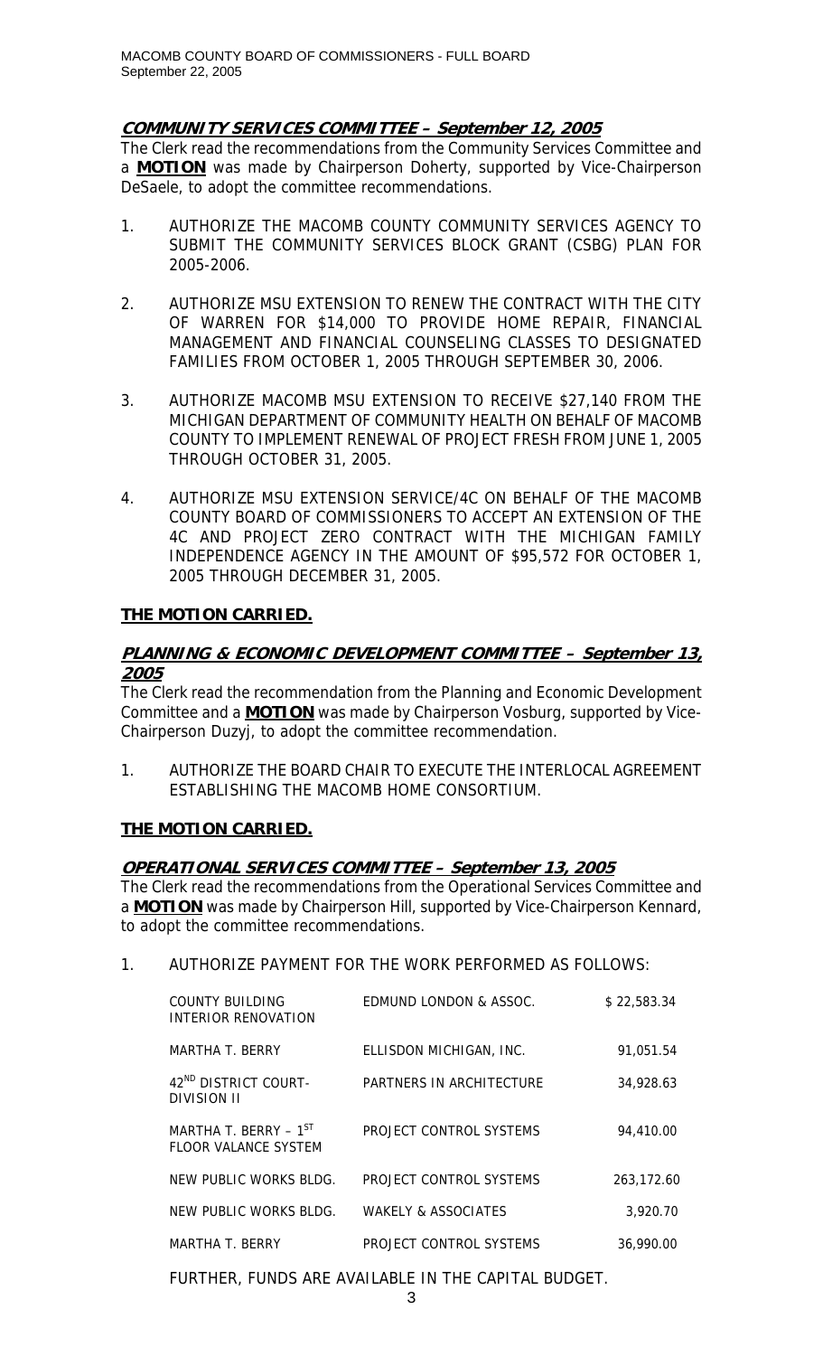**COMMUNITY SERVICES COMMITTEE – September 12, 2005**

The Clerk read the recommendations from the Community Services Committee and a **MOTION** was made by Chairperson Doherty, supported by Vice-Chairperson DeSaele, to adopt the committee recommendations.

1. AUTHORIZE THE MACOMB COUNTY COMMUNITY SERVICES AGENCY TO SUBMIT THE COMMUNITY SERVICES BLOCK GRANT (CSBG) PLAN FOR 2005-2006.

2. AUTHORIZE MSU EXTENSION TO RENEW THE CONTRACT WITH THE CITY OF WARREN FOR $14,000 TO PROVIDE HOME REPAIR, FINANCIAL MANAGEMENT AND FINANCIAL COUNSELING CLASSES TO DESIGNATED FAMILIES FROM OCTOBER 1, 2005 THROUGH SEPTEMBER 30, 2006.

3. AUTHORIZE MACOMB MSU EXTENSION TO RECEIVE $27,140 FROM THE MICHIGAN DEPARTMENT OF COMMUNITY HEALTH ON BEHALF OF MACOMB COUNTY TO IMPLEMENT RENEWAL OF PROJECT FRESH FROM JUNE 1, 2005 THROUGH OCTOBER 31, 2005.

4. AUTHORIZE MSU EXTENSION SERVICE/4C ON BEHALF OF THE MACOMB COUNTY BOARD OF COMMISSIONERS TO ACCEPT AN EXTENSION OF THE 4C AND PROJECT ZERO CONTRACT WITH THE MICHIGAN FAMILY INDEPENDENCE AGENCY IN THE AMOUNT OF $95,572 FOR OCTOBER 1, 2005 THROUGH DECEMBER 31, 2005.

**THE MOTION CARRIED.**

**PLANNING & ECONOMIC DEVELOPMENT COMMITTEE – September 13, 2005**

The Clerk read the recommendation from the Planning and Economic Development Committee and a **MOTION** was made by Chairperson Vosburg, supported by Vice-Chairperson Duzyj, to adopt the committee recommendation.

1. AUTHORIZE THE BOARD CHAIR TO EXECUTE THE INTERLOCAL AGREEMENT ESTABLISHING THE MACOMB HOME CONSORTIUM.

**THE MOTION CARRIED.**

**OPERATIONAL SERVICES COMMITTEE – September 13, 2005**

The Clerk read the recommendations from the Operational Services Committee and a **MOTION** was made by Chairperson Hill, supported by Vice-Chairperson Kennard, to adopt the committee recommendations.

1. AUTHORIZE PAYMENT FOR THE WORK PERFORMED AS FOLLOWS:

| | | |
|---|---|---|
| COUNTY BUILDING INTERIOR RENOVATION | EDMUND LONDON & ASSOC. | $ 22,583.34 |
| MARTHA T. BERRY | ELLISDON MICHIGAN, INC. | 91,051.54 |
| 42ND DISTRICT COURT-DIVISION II | PARTNERS IN ARCHITECTURE | 34,928.63 |
| MARTHA T. BERRY – 1ST FLOOR VALANCE SYSTEM | PROJECT CONTROL SYSTEMS | 94,410.00 |
| NEW PUBLIC WORKS BLDG. | PROJECT CONTROL SYSTEMS | 263,172.60 |
| NEW PUBLIC WORKS BLDG. | WAKELY & ASSOCIATES | 3,920.70 |
| MARTHA T. BERRY | PROJECT CONTROL SYSTEMS | 36,990.00 |

FURTHER, FUNDS ARE AVAILABLE IN THE CAPITAL BUDGET.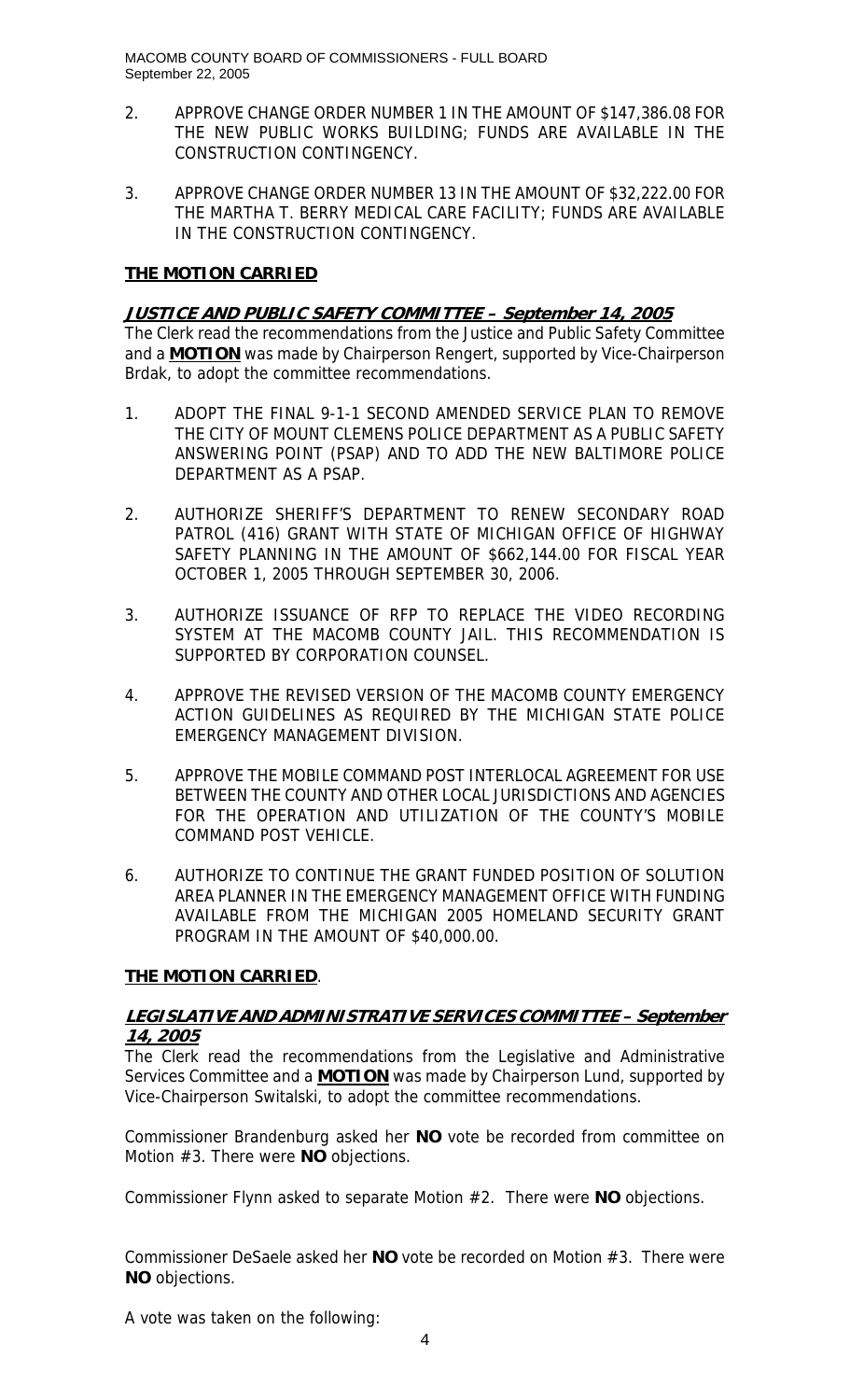2. APPROVE CHANGE ORDER NUMBER 1 IN THE AMOUNT OF $147,386.08 FOR THE NEW PUBLIC WORKS BUILDING; FUNDS ARE AVAILABLE IN THE CONSTRUCTION CONTINGENCY.

3. APPROVE CHANGE ORDER NUMBER 13 IN THE AMOUNT OF $32,222.00 FOR THE MARTHA T. BERRY MEDICAL CARE FACILITY; FUNDS ARE AVAILABLE IN THE CONSTRUCTION CONTINGENCY.

**THE MOTION CARRIED**

**JUSTICE AND PUBLIC SAFETY COMMITTEE – September 14, 2005**

The Clerk read the recommendations from the Justice and Public Safety Committee and a **MOTION** was made by Chairperson Rengert, supported by Vice-Chairperson Brdak, to adopt the committee recommendations.

1. ADOPT THE FINAL 9-1-1 SECOND AMENDED SERVICE PLAN TO REMOVE THE CITY OF MOUNT CLEMENS POLICE DEPARTMENT AS A PUBLIC SAFETY ANSWERING POINT (PSAP) AND TO ADD THE NEW BALTIMORE POLICE DEPARTMENT AS A PSAP.

2. AUTHORIZE SHERIFF'S DEPARTMENT TO RENEW SECONDARY ROAD PATROL (416) GRANT WITH STATE OF MICHIGAN OFFICE OF HIGHWAY SAFETY PLANNING IN THE AMOUNT OF $662,144.00 FOR FISCAL YEAR OCTOBER 1, 2005 THROUGH SEPTEMBER 30, 2006.

3. AUTHORIZE ISSUANCE OF RFP TO REPLACE THE VIDEO RECORDING SYSTEM AT THE MACOMB COUNTY JAIL. THIS RECOMMENDATION IS SUPPORTED BY CORPORATION COUNSEL.

4. APPROVE THE REVISED VERSION OF THE MACOMB COUNTY EMERGENCY ACTION GUIDELINES AS REQUIRED BY THE MICHIGAN STATE POLICE EMERGENCY MANAGEMENT DIVISION.

5. APPROVE THE MOBILE COMMAND POST INTERLOCAL AGREEMENT FOR USE BETWEEN THE COUNTY AND OTHER LOCAL JURISDICTIONS AND AGENCIES FOR THE OPERATION AND UTILIZATION OF THE COUNTY'S MOBILE COMMAND POST VEHICLE.

6. AUTHORIZE TO CONTINUE THE GRANT FUNDED POSITION OF SOLUTION AREA PLANNER IN THE EMERGENCY MANAGEMENT OFFICE WITH FUNDING AVAILABLE FROM THE MICHIGAN 2005 HOMELAND SECURITY GRANT PROGRAM IN THE AMOUNT OF $40,000.00.

**THE MOTION CARRIED**.

**LEGISLATIVE AND ADMINISTRATIVE SERVICES COMMITTEE – September 14, 2005**

The Clerk read the recommendations from the Legislative and Administrative Services Committee and a **MOTION** was made by Chairperson Lund, supported by Vice-Chairperson Switalski, to adopt the committee recommendations.

Commissioner Brandenburg asked her **NO** vote be recorded from committee on Motion #3. There were **NO** objections.

Commissioner Flynn asked to separate Motion #2. There were **NO** objections.

Commissioner DeSaele asked her **NO** vote be recorded on Motion #3. There were **NO** objections.

A vote was taken on the following: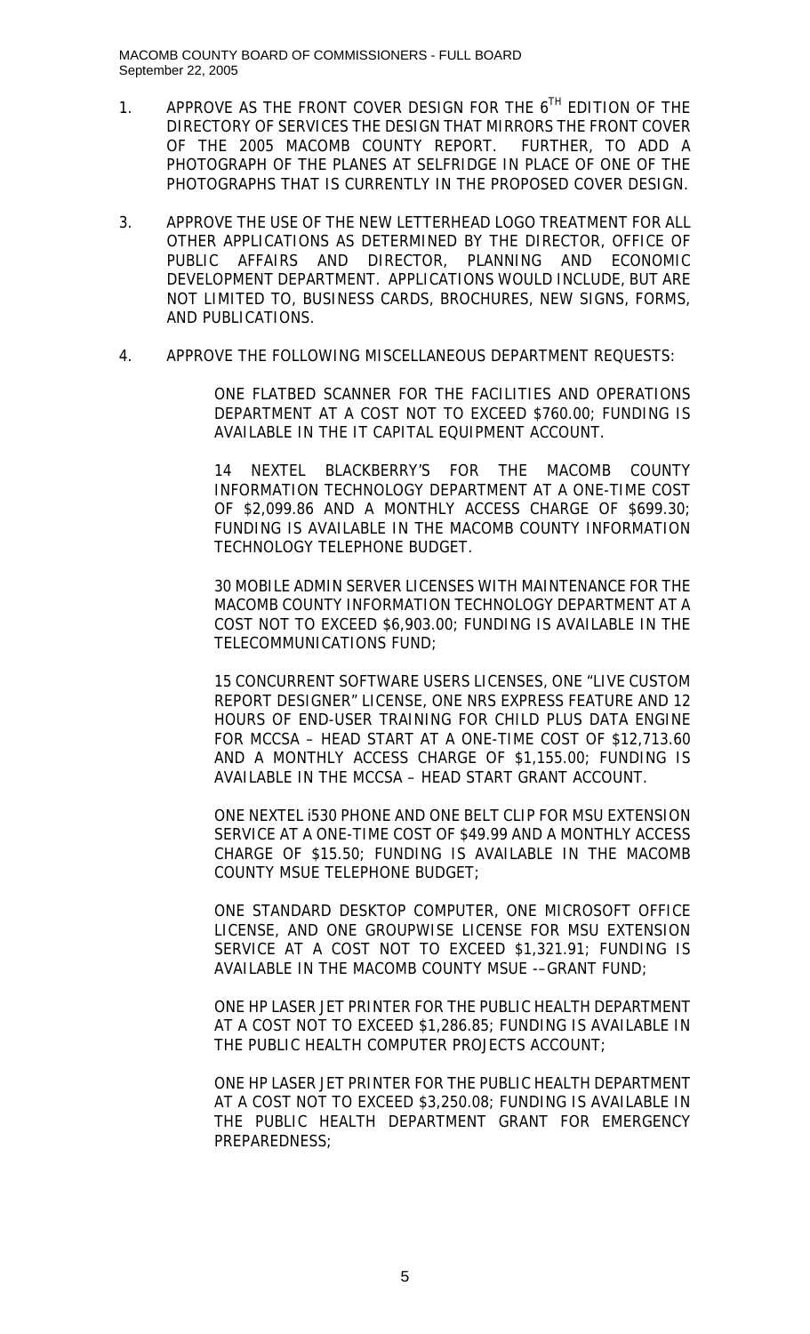1. APPROVE AS THE FRONT COVER DESIGN FOR THE 6TH EDITION OF THE DIRECTORY OF SERVICES THE DESIGN THAT MIRRORS THE FRONT COVER OF THE 2005 MACOMB COUNTY REPORT. FURTHER, TO ADD A PHOTOGRAPH OF THE PLANES AT SELFRIDGE IN PLACE OF ONE OF THE PHOTOGRAPHS THAT IS CURRENTLY IN THE PROPOSED COVER DESIGN.

3. APPROVE THE USE OF THE NEW LETTERHEAD LOGO TREATMENT FOR ALL OTHER APPLICATIONS AS DETERMINED BY THE DIRECTOR, OFFICE OF PUBLIC AFFAIRS AND DIRECTOR, PLANNING AND ECONOMIC DEVELOPMENT DEPARTMENT. APPLICATIONS WOULD INCLUDE, BUT ARE NOT LIMITED TO, BUSINESS CARDS, BROCHURES, NEW SIGNS, FORMS, AND PUBLICATIONS.

4. APPROVE THE FOLLOWING MISCELLANEOUS DEPARTMENT REQUESTS:

   ONE FLATBED SCANNER FOR THE FACILITIES AND OPERATIONS DEPARTMENT AT A COST NOT TO EXCEED $760.00; FUNDING IS AVAILABLE IN THE IT CAPITAL EQUIPMENT ACCOUNT.

   14 NEXTEL BLACKBERRY'S FOR THE MACOMB COUNTY INFORMATION TECHNOLOGY DEPARTMENT AT A ONE-TIME COST OF $2,099.86 AND A MONTHLY ACCESS CHARGE OF $699.30; FUNDING IS AVAILABLE IN THE MACOMB COUNTY INFORMATION TECHNOLOGY TELEPHONE BUDGET.

   30 MOBILE ADMIN SERVER LICENSES WITH MAINTENANCE FOR THE MACOMB COUNTY INFORMATION TECHNOLOGY DEPARTMENT AT A COST NOT TO EXCEED $6,903.00; FUNDING IS AVAILABLE IN THE TELECOMMUNICATIONS FUND;

   15 CONCURRENT SOFTWARE USERS LICENSES, ONE "LIVE CUSTOM REPORT DESIGNER" LICENSE, ONE NRS EXPRESS FEATURE AND 12 HOURS OF END-USER TRAINING FOR CHILD PLUS DATA ENGINE FOR MCCSA – HEAD START AT A ONE-TIME COST OF $12,713.60 AND A MONTHLY ACCESS CHARGE OF $1,155.00; FUNDING IS AVAILABLE IN THE MCCSA – HEAD START GRANT ACCOUNT.

   ONE NEXTEL i530 PHONE AND ONE BELT CLIP FOR MSU EXTENSION SERVICE AT A ONE-TIME COST OF $49.99 AND A MONTHLY ACCESS CHARGE OF $15.50; FUNDING IS AVAILABLE IN THE MACOMB COUNTY MSUE TELEPHONE BUDGET;

   ONE STANDARD DESKTOP COMPUTER, ONE MICROSOFT OFFICE LICENSE, AND ONE GROUPWISE LICENSE FOR MSU EXTENSION SERVICE AT A COST NOT TO EXCEED $1,321.91; FUNDING IS AVAILABLE IN THE MACOMB COUNTY MSUE -–GRANT FUND;

   ONE HP LASER JET PRINTER FOR THE PUBLIC HEALTH DEPARTMENT AT A COST NOT TO EXCEED $1,286.85; FUNDING IS AVAILABLE IN THE PUBLIC HEALTH COMPUTER PROJECTS ACCOUNT;

   ONE HP LASER JET PRINTER FOR THE PUBLIC HEALTH DEPARTMENT AT A COST NOT TO EXCEED $3,250.08; FUNDING IS AVAILABLE IN THE PUBLIC HEALTH DEPARTMENT GRANT FOR EMERGENCY PREPAREDNESS;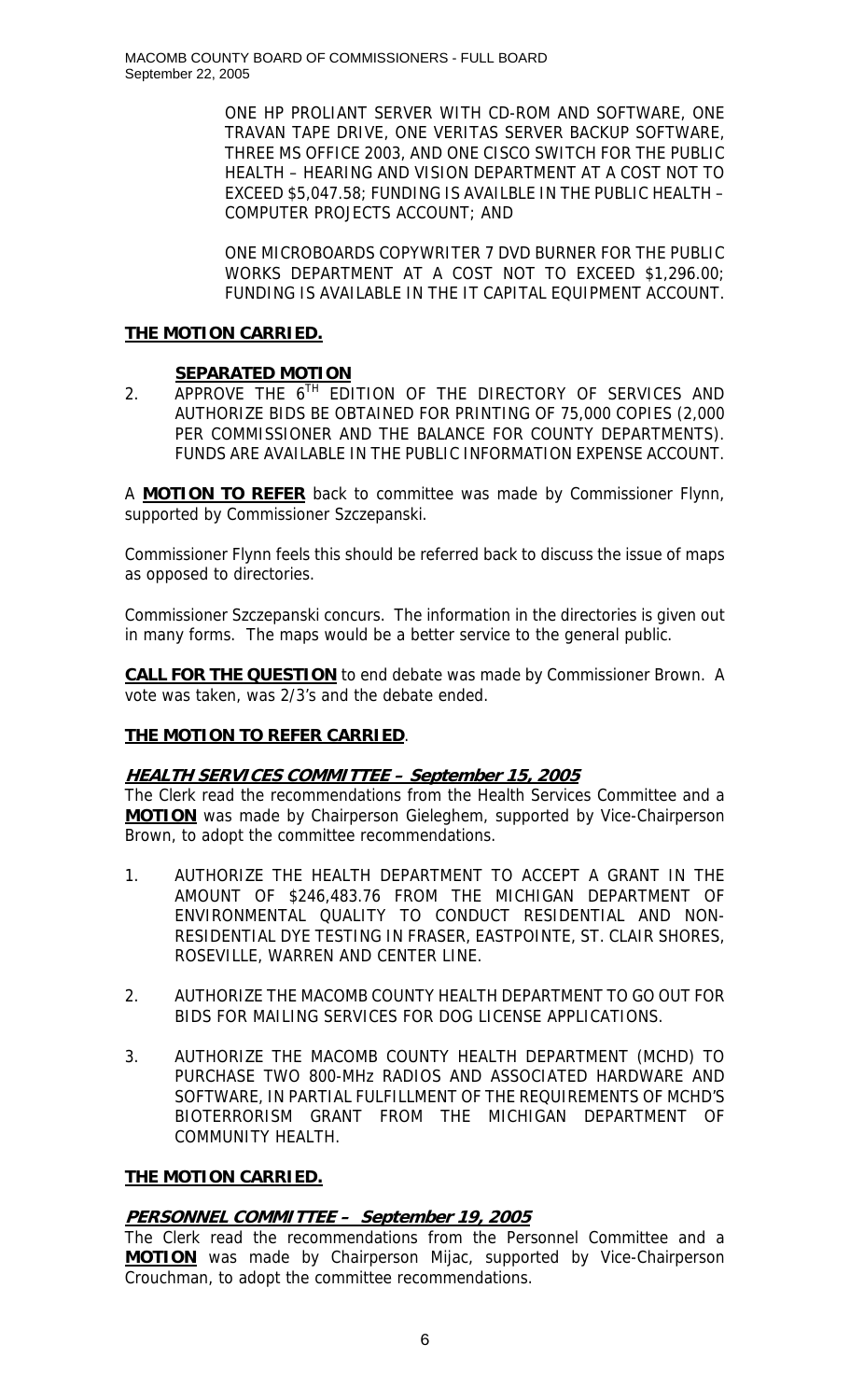ONE HP PROLIANT SERVER WITH CD-ROM AND SOFTWARE, ONE TRAVAN TAPE DRIVE, ONE VERITAS SERVER BACKUP SOFTWARE, THREE MS OFFICE 2003, AND ONE CISCO SWITCH FOR THE PUBLIC HEALTH – HEARING AND VISION DEPARTMENT AT A COST NOT TO EXCEED $5,047.58; FUNDING IS AVAILBLE IN THE PUBLIC HEALTH – COMPUTER PROJECTS ACCOUNT; AND

ONE MICROBOARDS COPYWRITER 7 DVD BURNER FOR THE PUBLIC WORKS DEPARTMENT AT A COST NOT TO EXCEED $1,296.00; FUNDING IS AVAILABLE IN THE IT CAPITAL EQUIPMENT ACCOUNT.

**THE MOTION CARRIED.**

**SEPARATED MOTION**

2. APPROVE THE 6TH EDITION OF THE DIRECTORY OF SERVICES AND AUTHORIZE BIDS BE OBTAINED FOR PRINTING OF 75,000 COPIES (2,000 PER COMMISSIONER AND THE BALANCE FOR COUNTY DEPARTMENTS). FUNDS ARE AVAILABLE IN THE PUBLIC INFORMATION EXPENSE ACCOUNT.

A **MOTION TO REFER** back to committee was made by Commissioner Flynn, supported by Commissioner Szczepanski.

Commissioner Flynn feels this should be referred back to discuss the issue of maps as opposed to directories.

Commissioner Szczepanski concurs. The information in the directories is given out in many forms. The maps would be a better service to the general public.

**CALL FOR THE QUESTION** to end debate was made by Commissioner Brown. A vote was taken, was 2/3's and the debate ended.

**THE MOTION TO REFER CARRIED**.

***HEALTH SERVICES COMMITTEE – September 15, 2005***

The Clerk read the recommendations from the Health Services Committee and a **MOTION** was made by Chairperson Gieleghem, supported by Vice-Chairperson Brown, to adopt the committee recommendations.

1. AUTHORIZE THE HEALTH DEPARTMENT TO ACCEPT A GRANT IN THE AMOUNT OF $246,483.76 FROM THE MICHIGAN DEPARTMENT OF ENVIRONMENTAL QUALITY TO CONDUCT RESIDENTIAL AND NON-RESIDENTIAL DYE TESTING IN FRASER, EASTPOINTE, ST. CLAIR SHORES, ROSEVILLE, WARREN AND CENTER LINE.

2. AUTHORIZE THE MACOMB COUNTY HEALTH DEPARTMENT TO GO OUT FOR BIDS FOR MAILING SERVICES FOR DOG LICENSE APPLICATIONS.

3. AUTHORIZE THE MACOMB COUNTY HEALTH DEPARTMENT (MCHD) TO PURCHASE TWO 800-MHz RADIOS AND ASSOCIATED HARDWARE AND SOFTWARE, IN PARTIAL FULFILLMENT OF THE REQUIREMENTS OF MCHD'S BIOTERRORISM GRANT FROM THE MICHIGAN DEPARTMENT OF COMMUNITY HEALTH.

**THE MOTION CARRIED.**

***PERSONNEL COMMITTEE – September 19, 2005***

The Clerk read the recommendations from the Personnel Committee and a **MOTION** was made by Chairperson Mijac, supported by Vice-Chairperson Crouchman, to adopt the committee recommendations.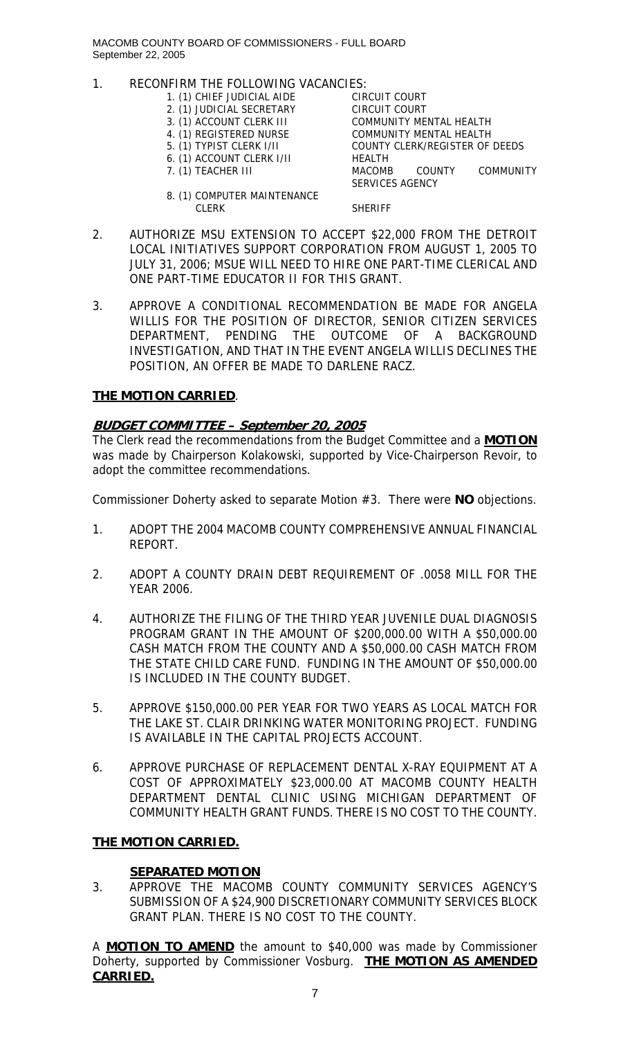1. RECONFIRM THE FOLLOWING VACANCIES:

| | |
|---|---|
| 1. (1) CHIEF JUDICIAL AIDE | CIRCUIT COURT |
| 2. (1) JUDICIAL SECRETARY | CIRCUIT COURT |
| 3. (1) ACCOUNT CLERK III | COMMUNITY MENTAL HEALTH |
| 4. (1) REGISTERED NURSE | COMMUNITY MENTAL HEALTH |
| 5. (1) TYPIST CLERK I/II | COUNTY CLERK/REGISTER OF DEEDS |
| 6. (1) ACCOUNT CLERK I/II | HEALTH |
| 7. (1) TEACHER III | MACOMB COUNTY COMMUNITY SERVICES AGENCY |
| 8. (1) COMPUTER MAINTENANCE CLERK | SHERIFF |

2. AUTHORIZE MSU EXTENSION TO ACCEPT $22,000 FROM THE DETROIT LOCAL INITIATIVES SUPPORT CORPORATION FROM AUGUST 1, 2005 TO JULY 31, 2006; MSUE WILL NEED TO HIRE ONE PART-TIME CLERICAL AND ONE PART-TIME EDUCATOR II FOR THIS GRANT.

3. APPROVE A CONDITIONAL RECOMMENDATION BE MADE FOR ANGELA WILLIS FOR THE POSITION OF DIRECTOR, SENIOR CITIZEN SERVICES DEPARTMENT, PENDING THE OUTCOME OF A BACKGROUND INVESTIGATION, AND THAT IN THE EVENT ANGELA WILLIS DECLINES THE POSITION, AN OFFER BE MADE TO DARLENE RACZ.

**THE MOTION CARRIED**.

***BUDGET COMMITTEE – September 20, 2005***

The Clerk read the recommendations from the Budget Committee and a **MOTION** was made by Chairperson Kolakowski, supported by Vice-Chairperson Revoir, to adopt the committee recommendations.

Commissioner Doherty asked to separate Motion #3. There were **NO** objections.

1. ADOPT THE 2004 MACOMB COUNTY COMPREHENSIVE ANNUAL FINANCIAL REPORT.

2. ADOPT A COUNTY DRAIN DEBT REQUIREMENT OF .0058 MILL FOR THE YEAR 2006.

4. AUTHORIZE THE FILING OF THE THIRD YEAR JUVENILE DUAL DIAGNOSIS PROGRAM GRANT IN THE AMOUNT OF $200,000.00 WITH A $50,000.00 CASH MATCH FROM THE COUNTY AND A $50,000.00 CASH MATCH FROM THE STATE CHILD CARE FUND. FUNDING IN THE AMOUNT OF $50,000.00 IS INCLUDED IN THE COUNTY BUDGET.

5. APPROVE $150,000.00 PER YEAR FOR TWO YEARS AS LOCAL MATCH FOR THE LAKE ST. CLAIR DRINKING WATER MONITORING PROJECT. FUNDING IS AVAILABLE IN THE CAPITAL PROJECTS ACCOUNT.

6. APPROVE PURCHASE OF REPLACEMENT DENTAL X-RAY EQUIPMENT AT A COST OF APPROXIMATELY $23,000.00 AT MACOMB COUNTY HEALTH DEPARTMENT DENTAL CLINIC USING MICHIGAN DEPARTMENT OF COMMUNITY HEALTH GRANT FUNDS. THERE IS NO COST TO THE COUNTY.

**THE MOTION CARRIED.**

**SEPARATED MOTION**

3. APPROVE THE MACOMB COUNTY COMMUNITY SERVICES AGENCY'S SUBMISSION OF A $24,900 DISCRETIONARY COMMUNITY SERVICES BLOCK GRANT PLAN. THERE IS NO COST TO THE COUNTY.

A **MOTION TO AMEND** the amount to $40,000 was made by Commissioner Doherty, supported by Commissioner Vosburg. **THE MOTION AS AMENDED CARRIED.**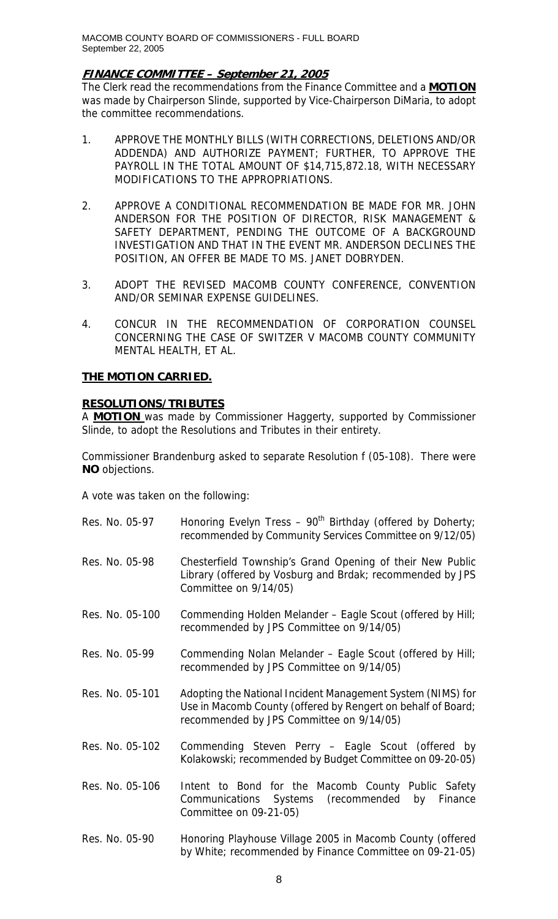## **FINANCE COMMITTEE – September 21, 2005**

The Clerk read the recommendations from the Finance Committee and a **MOTION** was made by Chairperson Slinde, supported by Vice-Chairperson DiMaria, to adopt the committee recommendations.

1. APPROVE THE MONTHLY BILLS (WITH CORRECTIONS, DELETIONS AND/OR ADDENDA) AND AUTHORIZE PAYMENT; FURTHER, TO APPROVE THE PAYROLL IN THE TOTAL AMOUNT OF $14,715,872.18, WITH NECESSARY MODIFICATIONS TO THE APPROPRIATIONS.

2. APPROVE A CONDITIONAL RECOMMENDATION BE MADE FOR MR. JOHN ANDERSON FOR THE POSITION OF DIRECTOR, RISK MANAGEMENT & SAFETY DEPARTMENT, PENDING THE OUTCOME OF A BACKGROUND INVESTIGATION AND THAT IN THE EVENT MR. ANDERSON DECLINES THE POSITION, AN OFFER BE MADE TO MS. JANET DOBRYDEN.

3. ADOPT THE REVISED MACOMB COUNTY CONFERENCE, CONVENTION AND/OR SEMINAR EXPENSE GUIDELINES.

4. CONCUR IN THE RECOMMENDATION OF CORPORATION COUNSEL CONCERNING THE CASE OF SWITZER V MACOMB COUNTY COMMUNITY MENTAL HEALTH, ET AL.

**THE MOTION CARRIED.**

## **RESOLUTIONS/TRIBUTES**

A **MOTION** was made by Commissioner Haggerty, supported by Commissioner Slinde, to adopt the Resolutions and Tributes in their entirety.

Commissioner Brandenburg asked to separate Resolution f (05-108). There were **NO** objections.

A vote was taken on the following:

Res. No. 05-97 — Honoring Evelyn Tress – 90th Birthday (offered by Doherty; recommended by Community Services Committee on 9/12/05)

Res. No. 05-98 — Chesterfield Township's Grand Opening of their New Public Library (offered by Vosburg and Brdak; recommended by JPS Committee on 9/14/05)

Res. No. 05-100 — Commending Holden Melander – Eagle Scout (offered by Hill; recommended by JPS Committee on 9/14/05)

Res. No. 05-99 — Commending Nolan Melander – Eagle Scout (offered by Hill; recommended by JPS Committee on 9/14/05)

Res. No. 05-101 — Adopting the National Incident Management System (NIMS) for Use in Macomb County (offered by Rengert on behalf of Board; recommended by JPS Committee on 9/14/05)

Res. No. 05-102 — Commending Steven Perry – Eagle Scout (offered by Kolakowski; recommended by Budget Committee on 09-20-05)

Res. No. 05-106 — Intent to Bond for the Macomb County Public Safety Communications Systems (recommended by Finance Committee on 09-21-05)

Res. No. 05-90 — Honoring Playhouse Village 2005 in Macomb County (offered by White; recommended by Finance Committee on 09-21-05)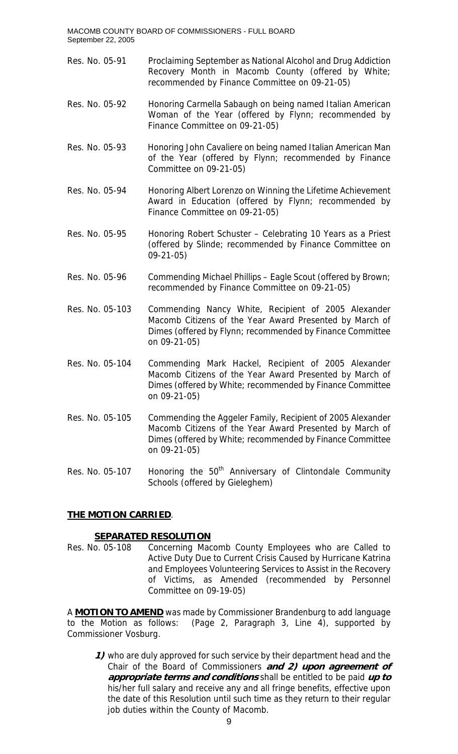Res. No. 05-91 Proclaiming September as National Alcohol and Drug Addiction Recovery Month in Macomb County (offered by White; recommended by Finance Committee on 09-21-05)

Res. No. 05-92 Honoring Carmella Sabaugh on being named Italian American Woman of the Year (offered by Flynn; recommended by Finance Committee on 09-21-05)

Res. No. 05-93 Honoring John Cavaliere on being named Italian American Man of the Year (offered by Flynn; recommended by Finance Committee on 09-21-05)

Res. No. 05-94 Honoring Albert Lorenzo on Winning the Lifetime Achievement Award in Education (offered by Flynn; recommended by Finance Committee on 09-21-05)

Res. No. 05-95 Honoring Robert Schuster – Celebrating 10 Years as a Priest (offered by Slinde; recommended by Finance Committee on 09-21-05)

Res. No. 05-96 Commending Michael Phillips – Eagle Scout (offered by Brown; recommended by Finance Committee on 09-21-05)

Res. No. 05-103 Commending Nancy White, Recipient of 2005 Alexander Macomb Citizens of the Year Award Presented by March of Dimes (offered by Flynn; recommended by Finance Committee on 09-21-05)

Res. No. 05-104 Commending Mark Hackel, Recipient of 2005 Alexander Macomb Citizens of the Year Award Presented by March of Dimes (offered by White; recommended by Finance Committee on 09-21-05)

Res. No. 05-105 Commending the Aggeler Family, Recipient of 2005 Alexander Macomb Citizens of the Year Award Presented by March of Dimes (offered by White; recommended by Finance Committee on 09-21-05)

Res. No. 05-107 Honoring the 50th Anniversary of Clintondale Community Schools (offered by Gieleghem)

**THE MOTION CARRIED**.

**SEPARATED RESOLUTION**

Res. No. 05-108 Concerning Macomb County Employees who are Called to Active Duty Due to Current Crisis Caused by Hurricane Katrina and Employees Volunteering Services to Assist in the Recovery of Victims, as Amended (recommended by Personnel Committee on 09-19-05)

A **MOTION TO AMEND** was made by Commissioner Brandenburg to add language to the Motion as follows: (Page 2, Paragraph 3, Line 4), supported by Commissioner Vosburg.

> ***1)*** who are duly approved for such service by their department head and the Chair of the Board of Commissioners ***and 2) upon agreement of appropriate terms and conditions*** shall be entitled to be paid ***up to*** his/her full salary and receive any and all fringe benefits, effective upon the date of this Resolution until such time as they return to their regular job duties within the County of Macomb.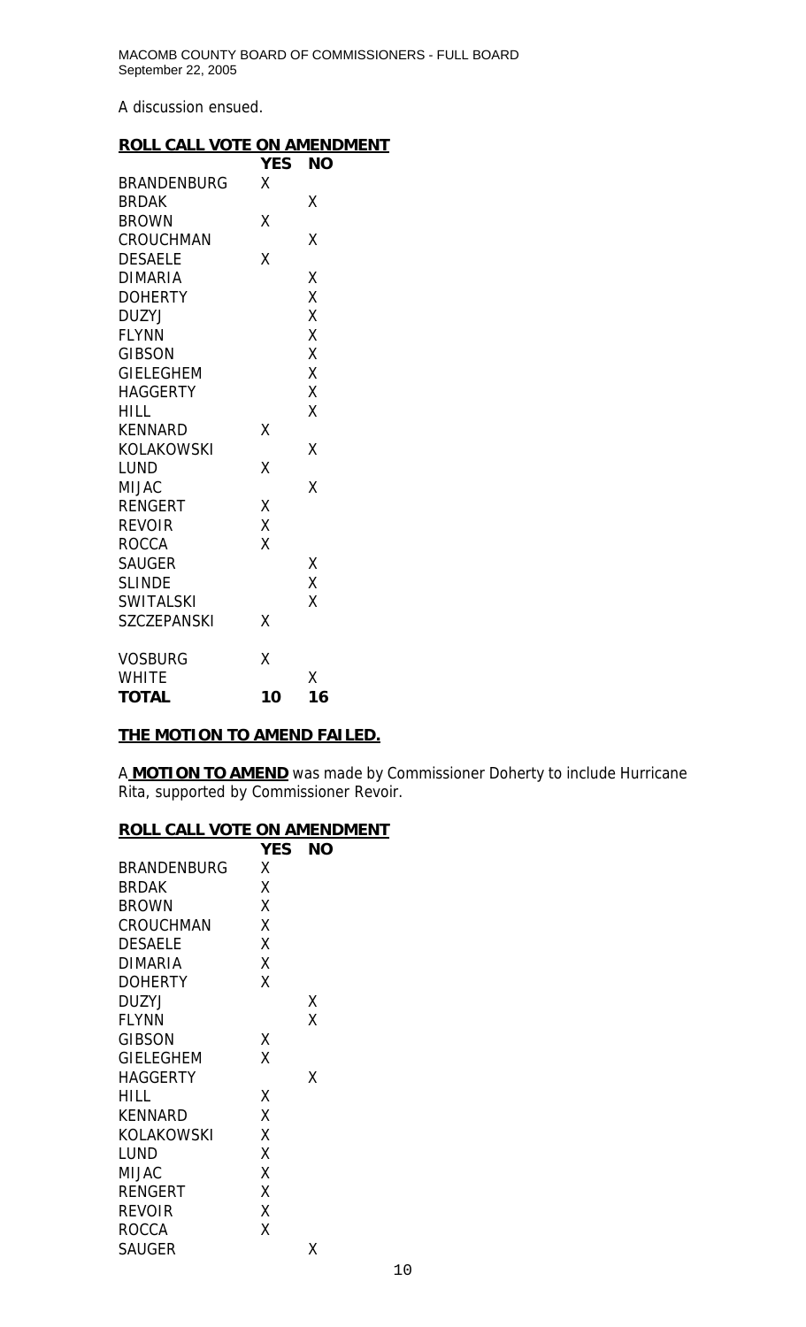A discussion ensued.

**ROLL CALL VOTE ON AMENDMENT**

| | YES | NO |
|---|---|---|
| BRANDENBURG | X | |
| BRDAK | | X |
| BROWN | X | |
| CROUCHMAN | | X |
| DESAELE | X | |
| DIMARIA | | X |
| DOHERTY | | X |
| DUZYJ | | X |
| FLYNN | | X |
| GIBSON | | X |
| GIELEGHEM | | X |
| HAGGERTY | | X |
| HILL | | X |
| KENNARD | X | |
| KOLAKOWSKI | | X |
| LUND | X | |
| MIJAC | | X |
| RENGERT | X | |
| REVOIR | X | |
| ROCCA | X | |
| SAUGER | | X |
| SLINDE | | X |
| SWITALSKI | | X |
| SZCZEPANSKI | X | |
| VOSBURG | X | |
| WHITE | | X |
| **TOTAL** | **10** | **16** |

**THE MOTION TO AMEND FAILED.**

A **MOTION TO AMEND** was made by Commissioner Doherty to include Hurricane Rita, supported by Commissioner Revoir.

**ROLL CALL VOTE ON AMENDMENT**

| | YES | NO |
|---|---|---|
| BRANDENBURG | X | |
| BRDAK | X | |
| BROWN | X | |
| CROUCHMAN | X | |
| DESAELE | X | |
| DIMARIA | X | |
| DOHERTY | X | |
| DUZYJ | | X |
| FLYNN | | X |
| GIBSON | X | |
| GIELEGHEM | X | |
| HAGGERTY | | X |
| HILL | X | |
| KENNARD | X | |
| KOLAKOWSKI | X | |
| LUND | X | |
| MIJAC | X | |
| RENGERT | X | |
| REVOIR | X | |
| ROCCA | X | |
| SAUGER | | X |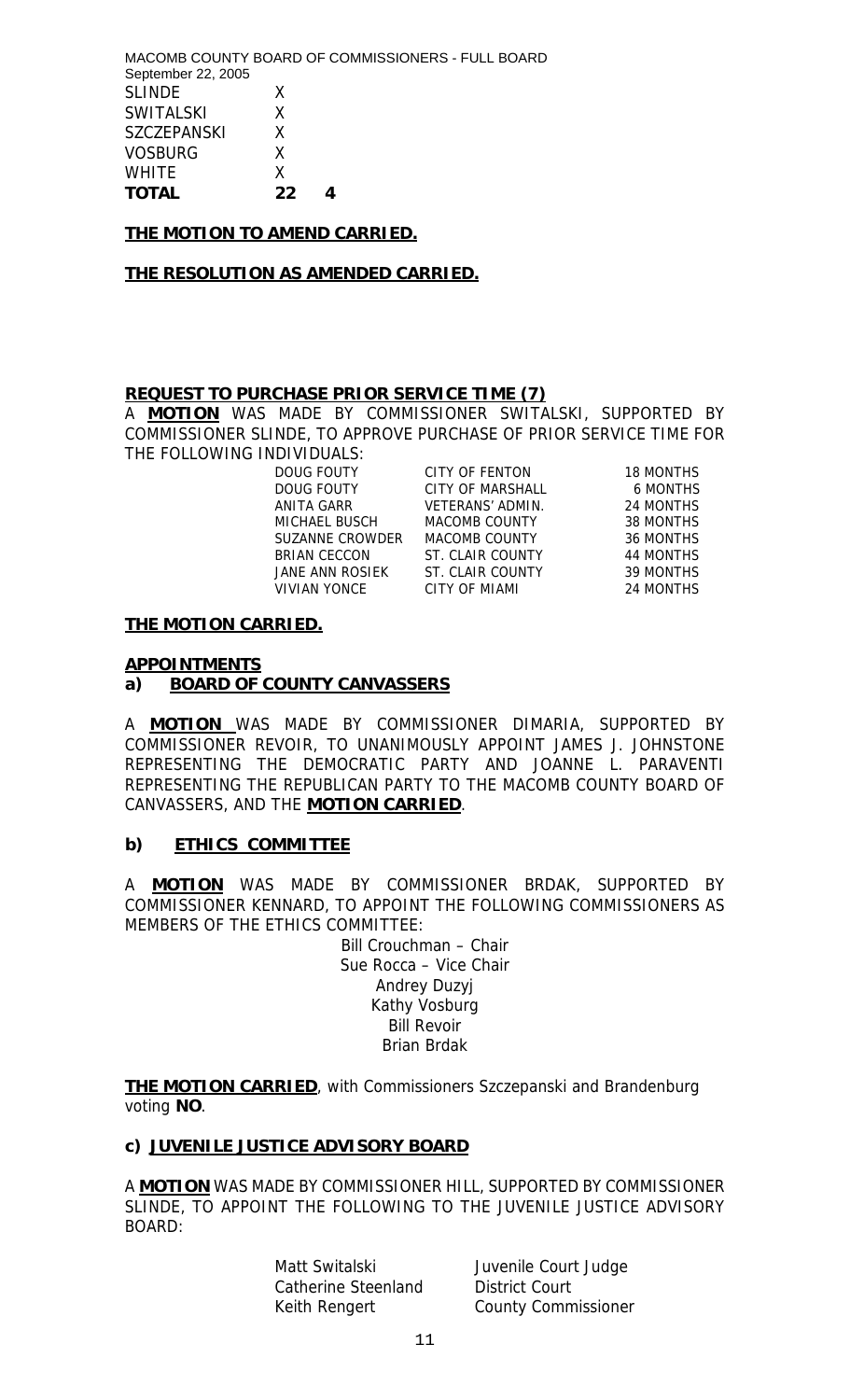MACOMB COUNTY BOARD OF COMMISSIONERS - FULL BOARD
September 22, 2005

| | | |
|---|---|---|
| SLINDE | X | |
| SWITALSKI | X | |
| SZCZEPANSKI | X | |
| VOSBURG | X | |
| WHITE | X | |
| **TOTAL** | **22** | **4** |

**THE MOTION TO AMEND CARRIED.**

**THE RESOLUTION AS AMENDED CARRIED.**

**REQUEST TO PURCHASE PRIOR SERVICE TIME (7)**

A **MOTION** WAS MADE BY COMMISSIONER SWITALSKI, SUPPORTED BY COMMISSIONER SLINDE, TO APPROVE PURCHASE OF PRIOR SERVICE TIME FOR THE FOLLOWING INDIVIDUALS:

| | | |
|---|---|---|
| DOUG FOUTY | CITY OF FENTON | 18 MONTHS |
| DOUG FOUTY | CITY OF MARSHALL | 6 MONTHS |
| ANITA GARR | VETERANS' ADMIN. | 24 MONTHS |
| MICHAEL BUSCH | MACOMB COUNTY | 38 MONTHS |
| SUZANNE CROWDER | MACOMB COUNTY | 36 MONTHS |
| BRIAN CECCON | ST. CLAIR COUNTY | 44 MONTHS |
| JANE ANN ROSIEK | ST. CLAIR COUNTY | 39 MONTHS |
| VIVIAN YONCE | CITY OF MIAMI | 24 MONTHS |

**THE MOTION CARRIED.**

**APPOINTMENTS**

**a) BOARD OF COUNTY CANVASSERS**

A **MOTION** WAS MADE BY COMMISSIONER DIMARIA, SUPPORTED BY COMMISSIONER REVOIR, TO UNANIMOUSLY APPOINT JAMES J. JOHNSTONE REPRESENTING THE DEMOCRATIC PARTY AND JOANNE L. PARAVENTI REPRESENTING THE REPUBLICAN PARTY TO THE MACOMB COUNTY BOARD OF CANVASSERS, AND THE **MOTION CARRIED**.

**b) ETHICS COMMITTEE**

A **MOTION** WAS MADE BY COMMISSIONER BRDAK, SUPPORTED BY COMMISSIONER KENNARD, TO APPOINT THE FOLLOWING COMMISSIONERS AS MEMBERS OF THE ETHICS COMMITTEE:

Bill Crouchman – Chair
Sue Rocca – Vice Chair
Andrey Duzyj
Kathy Vosburg
Bill Revoir
Brian Brdak

**THE MOTION CARRIED**, with Commissioners Szczepanski and Brandenburg voting **NO**.

**c) JUVENILE JUSTICE ADVISORY BOARD**

A **MOTION** WAS MADE BY COMMISSIONER HILL, SUPPORTED BY COMMISSIONER SLINDE, TO APPOINT THE FOLLOWING TO THE JUVENILE JUSTICE ADVISORY BOARD:

| | |
|---|---|
| Matt Switalski | Juvenile Court Judge |
| Catherine Steenland | District Court |
| Keith Rengert | County Commissioner |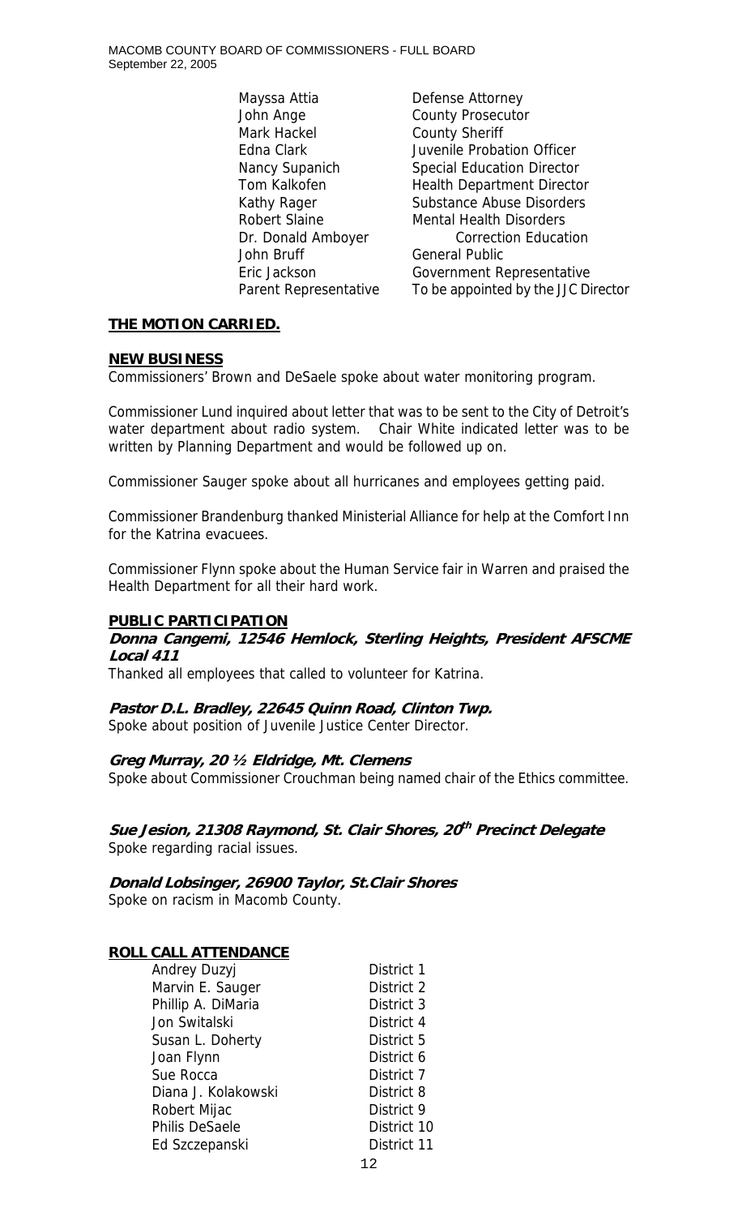| | |
|---|---|
| Mayssa Attia | Defense Attorney |
| John Ange | County Prosecutor |
| Mark Hackel | County Sheriff |
| Edna Clark | Juvenile Probation Officer |
| Nancy Supanich | Special Education Director |
| Tom Kalkofen | Health Department Director |
| Kathy Rager | Substance Abuse Disorders |
| Robert Slaine | Mental Health Disorders |
| Dr. Donald Amboyer | Correction Education |
| John Bruff | General Public |
| Eric Jackson | Government Representative |
| Parent Representative | To be appointed by the JJC Director |

**THE MOTION CARRIED.**

**NEW BUSINESS**

Commissioners' Brown and DeSaele spoke about water monitoring program.

Commissioner Lund inquired about letter that was to be sent to the City of Detroit's water department about radio system. Chair White indicated letter was to be written by Planning Department and would be followed up on.

Commissioner Sauger spoke about all hurricanes and employees getting paid.

Commissioner Brandenburg thanked Ministerial Alliance for help at the Comfort Inn for the Katrina evacuees.

Commissioner Flynn spoke about the Human Service fair in Warren and praised the Health Department for all their hard work.

**PUBLIC PARTICIPATION**

***Donna Cangemi, 12546 Hemlock, Sterling Heights, President AFSCME Local 411***

Thanked all employees that called to volunteer for Katrina.

***Pastor D.L. Bradley, 22645 Quinn Road, Clinton Twp.***

Spoke about position of Juvenile Justice Center Director.

***Greg Murray, 20 ½ Eldridge, Mt. Clemens***

Spoke about Commissioner Crouchman being named chair of the Ethics committee.

***Sue Jesion, 21308 Raymond, St. Clair Shores, 20th Precinct Delegate***

Spoke regarding racial issues.

***Donald Lobsinger, 26900 Taylor, St.Clair Shores***

Spoke on racism in Macomb County.

**ROLL CALL ATTENDANCE**

| | |
|---|---|
| Andrey Duzyj | District 1 |
| Marvin E. Sauger | District 2 |
| Phillip A. DiMaria | District 3 |
| Jon Switalski | District 4 |
| Susan L. Doherty | District 5 |
| Joan Flynn | District 6 |
| Sue Rocca | District 7 |
| Diana J. Kolakowski | District 8 |
| Robert Mijac | District 9 |
| Philis DeSaele | District 10 |
| Ed Szczepanski | District 11 |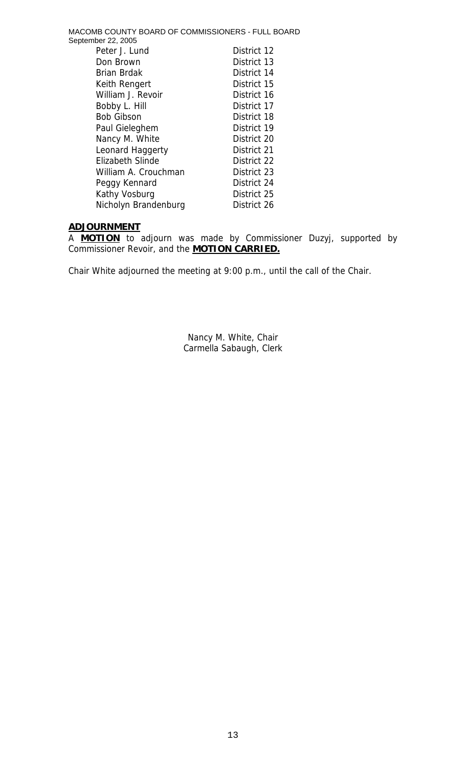| | |
|---|---|
| Peter J. Lund | District 12 |
| Don Brown | District 13 |
| Brian Brdak | District 14 |
| Keith Rengert | District 15 |
| William J. Revoir | District 16 |
| Bobby L. Hill | District 17 |
| Bob Gibson | District 18 |
| Paul Gieleghem | District 19 |
| Nancy M. White | District 20 |
| Leonard Haggerty | District 21 |
| Elizabeth Slinde | District 22 |
| William A. Crouchman | District 23 |
| Peggy Kennard | District 24 |
| Kathy Vosburg | District 25 |
| Nicholyn Brandenburg | District 26 |

**ADJOURNMENT**

A **MOTION** to adjourn was made by Commissioner Duzyj, supported by Commissioner Revoir, and the **MOTION CARRIED.**

Chair White adjourned the meeting at 9:00 p.m., until the call of the Chair.

Nancy M. White, Chair
Carmella Sabaugh, Clerk